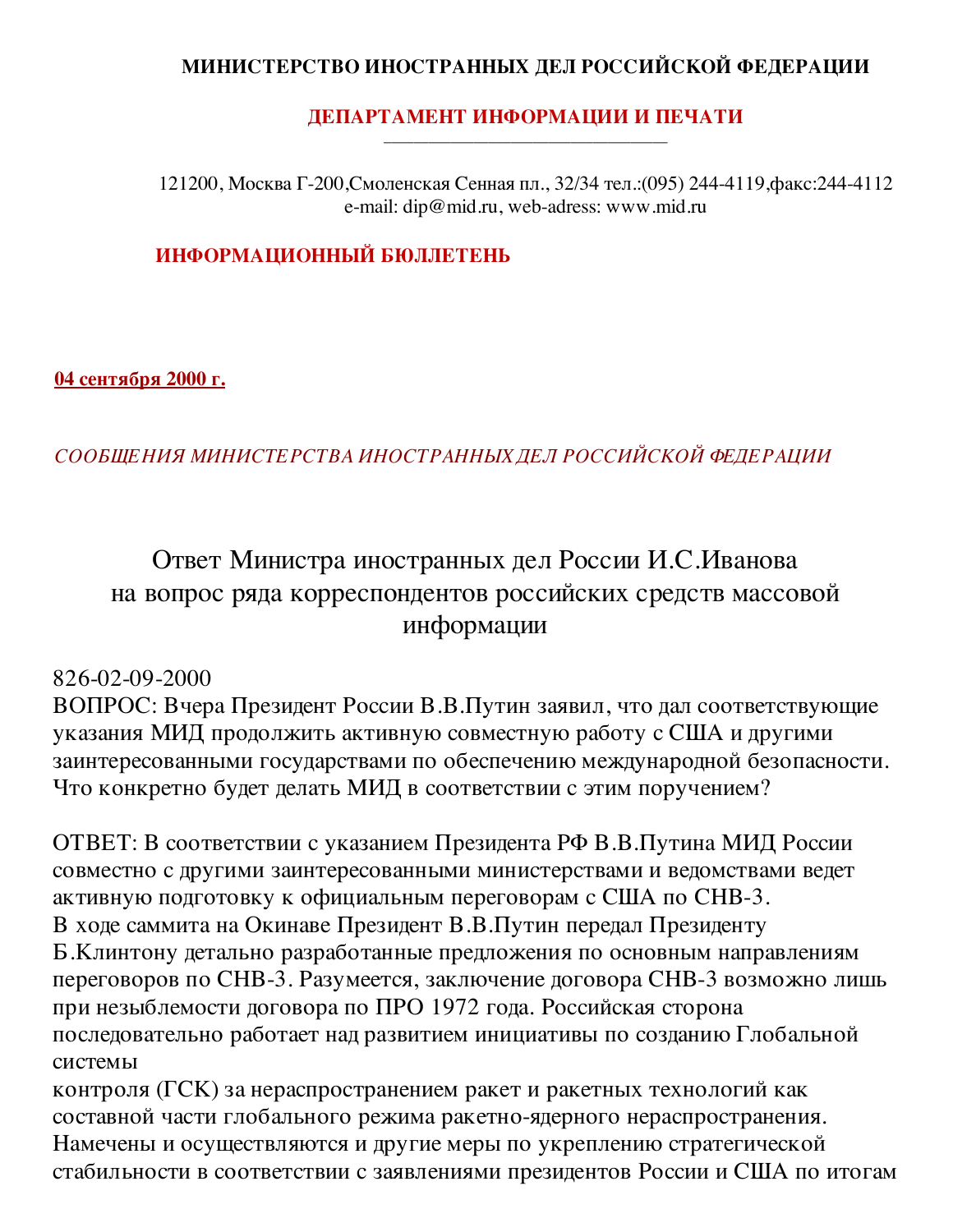**МИНИСТЕРСТВО ИНОСТРАННЫХ ДЕЛ РОССИЙСКОЙ ФЕДЕРАЦИИ**

**ДЕПАРТАМЕНТ ИНФОРМАЦИИ И ПЕЧАТИ**

121200, Москва Г-200,Смоленская Сенная пл., 32/34 тел.:(095) 244-4119,факс:244-4112
e-mail: dip@mid.ru, web-adress: www.mid.ru

**ИНФОРМАЦИОННЫЙ БЮЛЛЕТЕНЬ**

**04 сентября 2000 г.**

*СООБЩЕНИЯ МИНИСТЕРСТВА ИНОСТРАННЫХ ДЕЛ РОССИЙСКОЙ ФЕДЕРАЦИИ*

# Ответ Министра иностранных дел России И.С.Иванова на вопрос ряда корреспондентов российских средств массовой информации

826-02-09-2000

ВОПРОС: Вчера Президент России В.В.Путин заявил, что дал соответствующие указания МИД продолжить активную совместную работу с США и другими заинтересованными государствами по обеспечению международной безопасности. Что конкретно будет делать МИД в соответствии с этим поручением?

ОТВЕТ: В соответствии с указанием Президента РФ В.В.Путина МИД России совместно с другими заинтересованными министерствами и ведомствами ведет активную подготовку к официальным переговорам с США по СНВ-3.
В ходе саммита на Окинаве Президент В.В.Путин передал Президенту Б.Клинтону детально разработанные предложения по основным направлениям переговоров по СНВ-3. Разумеется, заключение договора СНВ-3 возможно лишь при незыблемости договора по ПРО 1972 года. Российская сторона последовательно работает над развитием инициативы по созданию Глобальной системы
контроля (ГСК) за нераспространением ракет и ракетных технологий как составной части глобального режима ракетно-ядерного нераспространения. Намечены и осуществляются и другие меры по укреплению стратегической стабильности в соответствии с заявлениями президентов России и США по итогам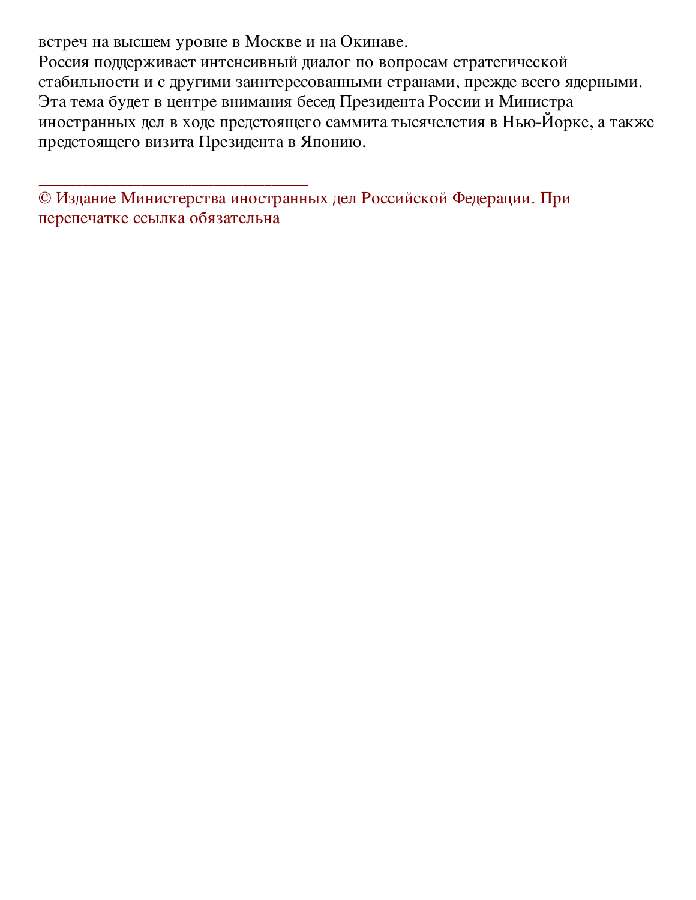встреч на высшем уровне в Москве и на Окинаве.

Россия поддерживает интенсивный диалог по вопросам стратегической стабильности и с другими заинтересованными странами, прежде всего ядерными. Эта тема будет в центре внимания бесед Президента России и Министра иностранных дел в ходе предстоящего саммита тысячелетия в Нью-Йорке, а также предстоящего визита Президента в Японию.

---

© Издание Министерства иностранных дел Российской Федерации. При перепечатке ссылка обязательна